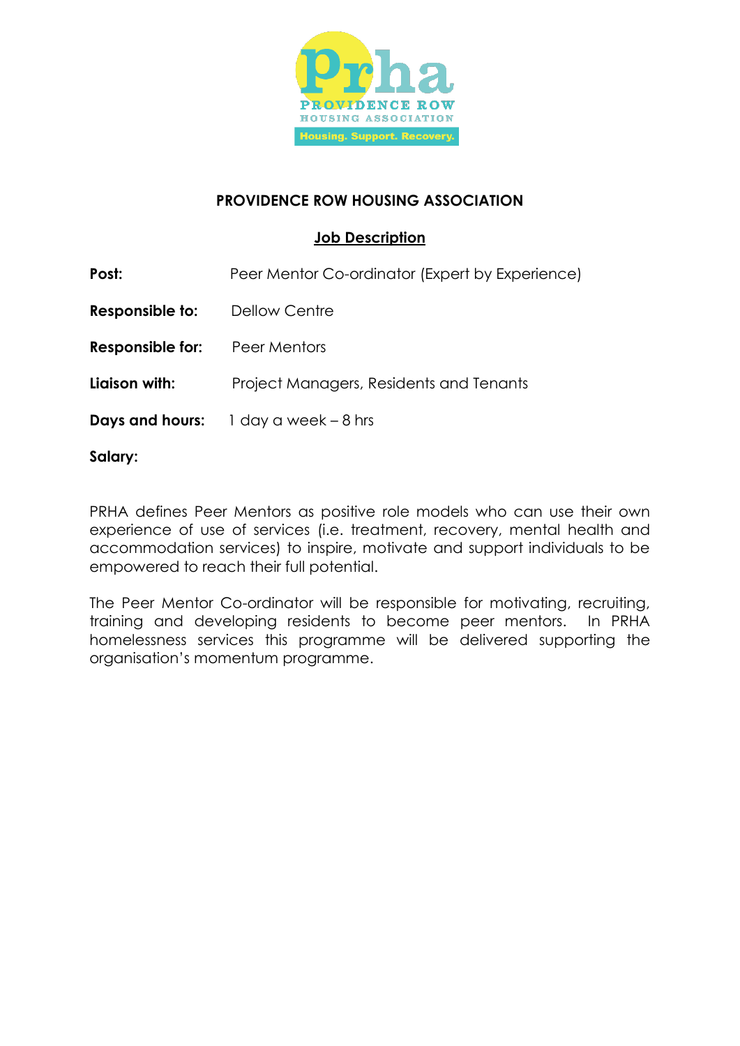Prha
PROVIDENCE ROW
HOUSING ASSOCIATION
Housing. Support. Recovery.

# PROVIDENCE ROW HOUSING ASSOCIATION

## Job Description

**Post:** Peer Mentor Co-ordinator (Expert by Experience)

**Responsible to:** Dellow Centre

**Responsible for:** Peer Mentors

**Liaison with:** Project Managers, Residents and Tenants

**Days and hours:** 1 day a week – 8 hrs

**Salary:**

PRHA defines Peer Mentors as positive role models who can use their own experience of use of services (i.e. treatment, recovery, mental health and accommodation services) to inspire, motivate and support individuals to be empowered to reach their full potential.

The Peer Mentor Co-ordinator will be responsible for motivating, recruiting, training and developing residents to become peer mentors. In PRHA homelessness services this programme will be delivered supporting the organisation's momentum programme.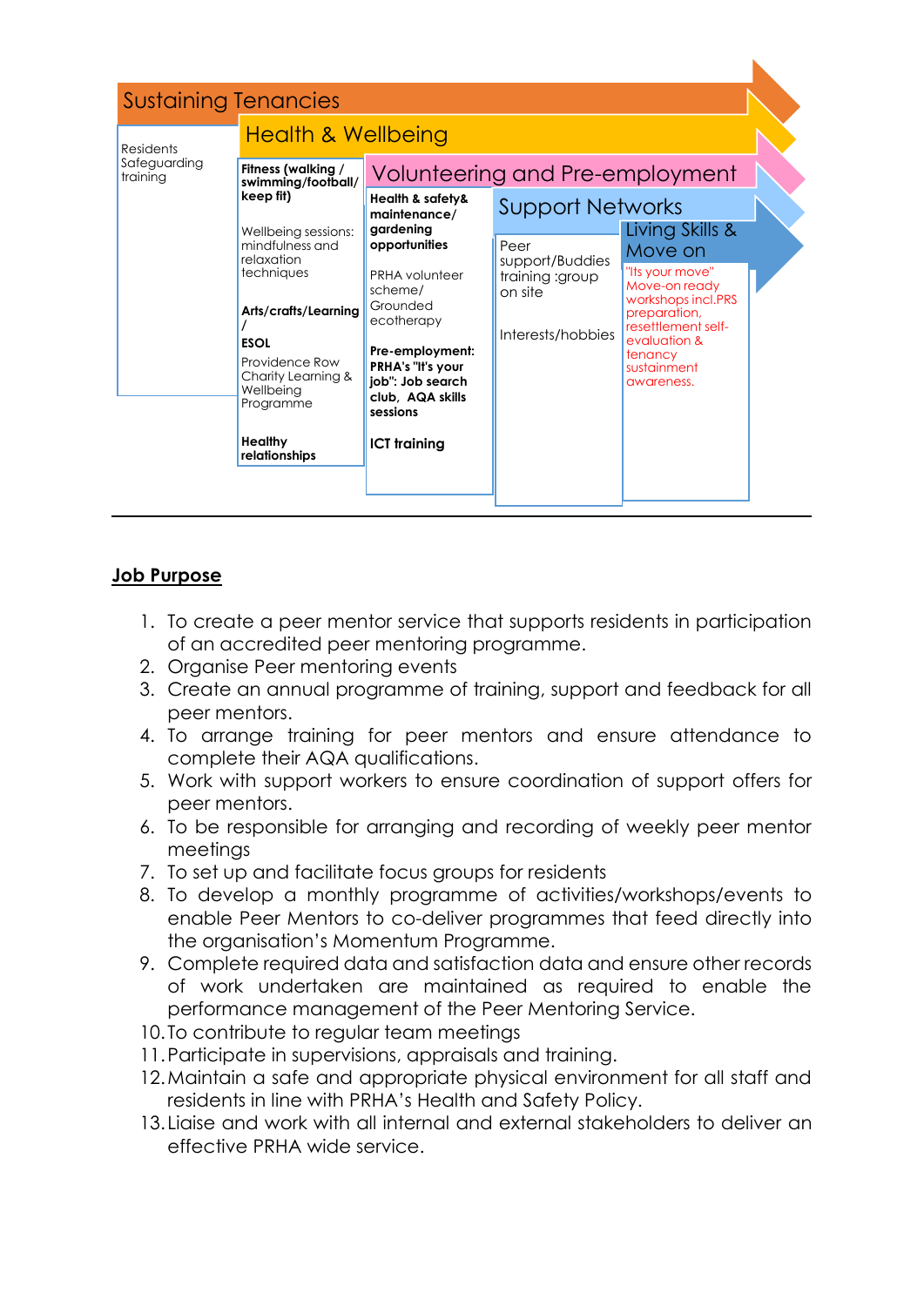| Sustaining Tenancies | Health & Wellbeing | Volunteering and Pre-employment | Support Networks | Living Skills & Move on |
|---|---|---|---|---|
| Residents Safeguarding training | **Fitness (walking / swimming/football/ keep fit)**<br><br>Wellbeing sessions: mindfulness and relaxation techniques<br><br>**Arts/crafts/Learning / ESOL**<br>Providence Row Charity Learning & Wellbeing Programme<br><br>**Healthy relationships** | **Health & safety& maintenance/ gardening opportunities**<br><br>PRHA volunteer scheme/ Grounded ecotherapy<br><br>**Pre-employment: PRHA's "It's your job": Job search club, AQA skills sessions**<br><br>**ICT training** | Peer support/Buddies training :group on site<br><br>Interests/hobbies | "Its your move" Move-on ready workshops incl.PRS preparation, resettlement self-evaluation & tenancy sustainment awareness. |

## Job Purpose

1. To create a peer mentor service that supports residents in participation of an accredited peer mentoring programme.
2. Organise Peer mentoring events
3. Create an annual programme of training, support and feedback for all peer mentors.
4. To arrange training for peer mentors and ensure attendance to complete their AQA qualifications.
5. Work with support workers to ensure coordination of support offers for peer mentors.
6. To be responsible for arranging and recording of weekly peer mentor meetings
7. To set up and facilitate focus groups for residents
8. To develop a monthly programme of activities/workshops/events to enable Peer Mentors to co-deliver programmes that feed directly into the organisation's Momentum Programme.
9. Complete required data and satisfaction data and ensure other records of work undertaken are maintained as required to enable the performance management of the Peer Mentoring Service.
10. To contribute to regular team meetings
11. Participate in supervisions, appraisals and training.
12. Maintain a safe and appropriate physical environment for all staff and residents in line with PRHA's Health and Safety Policy.
13. Liaise and work with all internal and external stakeholders to deliver an effective PRHA wide service.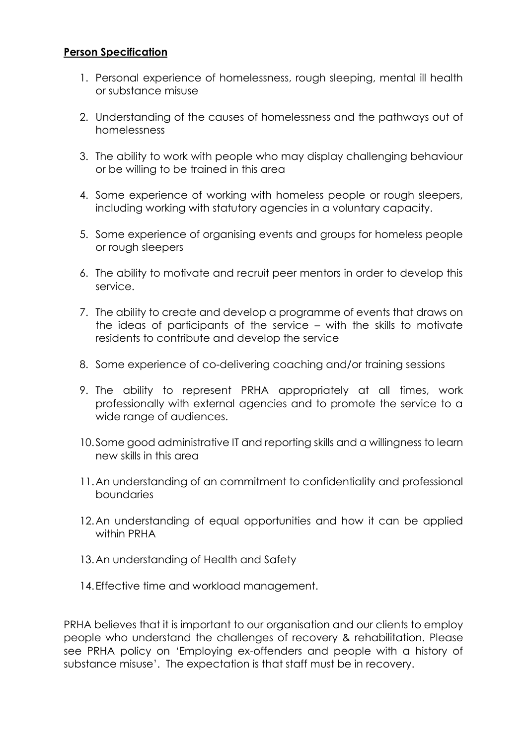**Person Specification**

1. Personal experience of homelessness, rough sleeping, mental ill health or substance misuse

2. Understanding of the causes of homelessness and the pathways out of homelessness

3. The ability to work with people who may display challenging behaviour or be willing to be trained in this area

4. Some experience of working with homeless people or rough sleepers, including working with statutory agencies in a voluntary capacity.

5. Some experience of organising events and groups for homeless people or rough sleepers

6. The ability to motivate and recruit peer mentors in order to develop this service.

7. The ability to create and develop a programme of events that draws on the ideas of participants of the service – with the skills to motivate residents to contribute and develop the service

8. Some experience of co-delivering coaching and/or training sessions

9. The ability to represent PRHA appropriately at all times, work professionally with external agencies and to promote the service to a wide range of audiences.

10. Some good administrative IT and reporting skills and a willingness to learn new skills in this area

11. An understanding of an commitment to confidentiality and professional boundaries

12. An understanding of equal opportunities and how it can be applied within PRHA

13. An understanding of Health and Safety

14. Effective time and workload management.

PRHA believes that it is important to our organisation and our clients to employ people who understand the challenges of recovery & rehabilitation. Please see PRHA policy on 'Employing ex-offenders and people with a history of substance misuse'. The expectation is that staff must be in recovery.